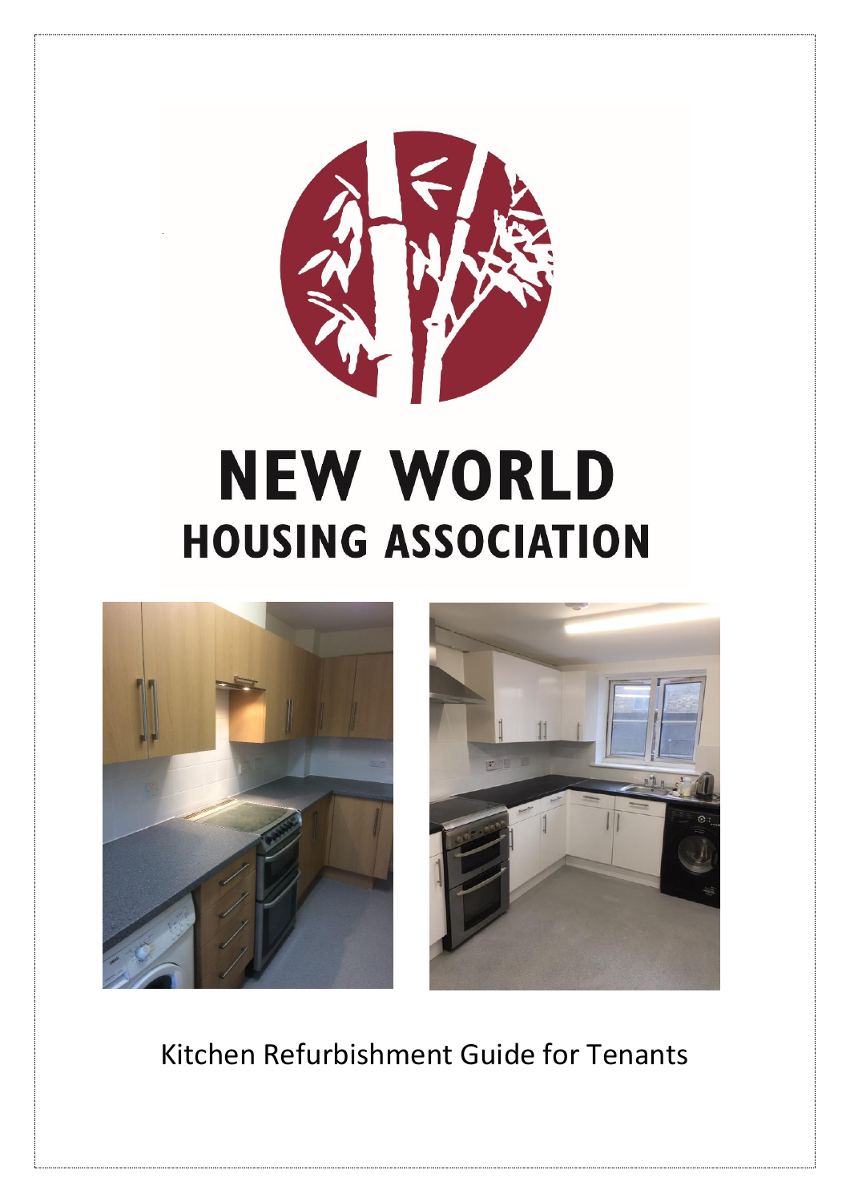# NEW WORLD HOUSING ASSOCIATION

Kitchen Refurbishment Guide for Tenants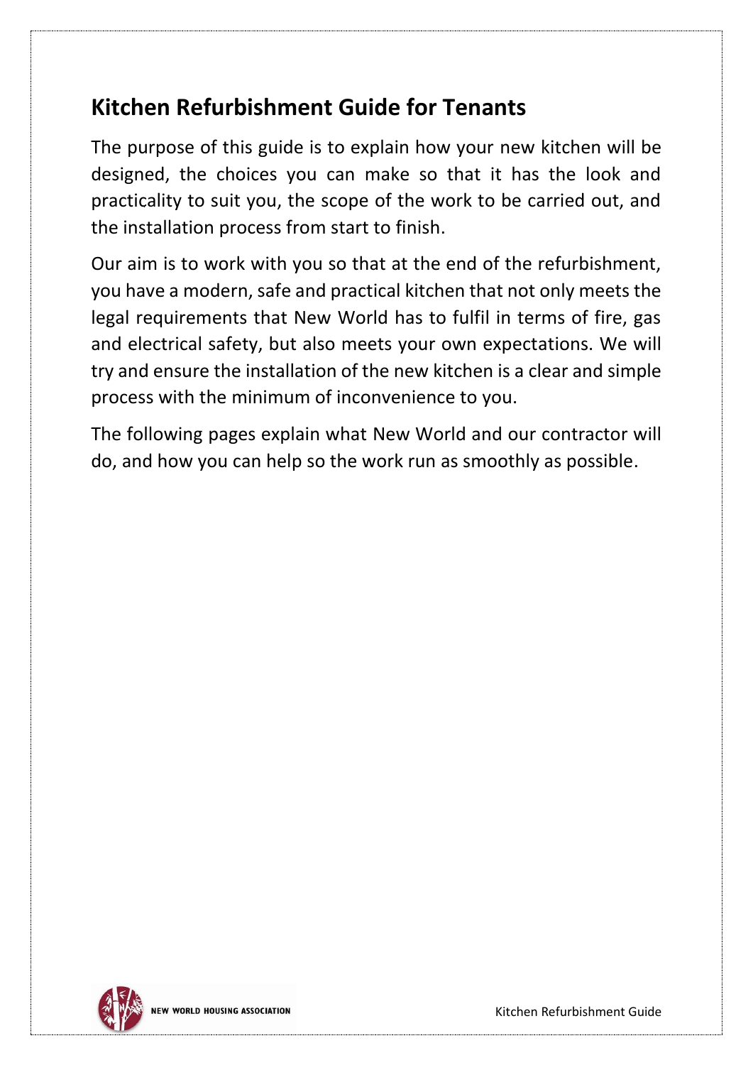## Kitchen Refurbishment Guide for Tenants

The purpose of this guide is to explain how your new kitchen will be designed, the choices you can make so that it has the look and practicality to suit you, the scope of the work to be carried out, and the installation process from start to finish.

Our aim is to work with you so that at the end of the refurbishment, you have a modern, safe and practical kitchen that not only meets the legal requirements that New World has to fulfil in terms of fire, gas and electrical safety, but also meets your own expectations. We will try and ensure the installation of the new kitchen is a clear and simple process with the minimum of inconvenience to you.

The following pages explain what New World and our contractor will do, and how you can help so the work run as smoothly as possible.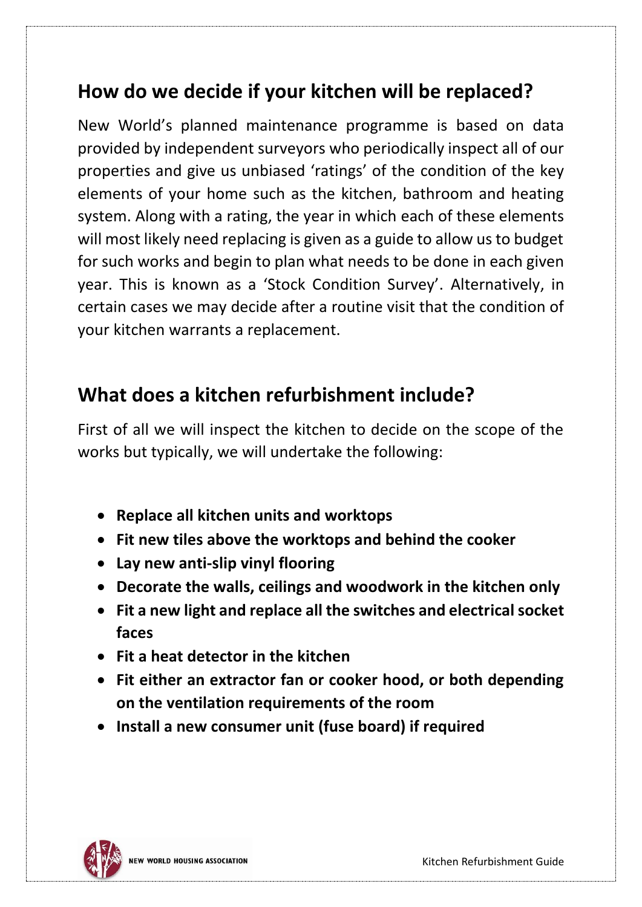## How do we decide if your kitchen will be replaced?

New World's planned maintenance programme is based on data provided by independent surveyors who periodically inspect all of our properties and give us unbiased 'ratings' of the condition of the key elements of your home such as the kitchen, bathroom and heating system. Along with a rating, the year in which each of these elements will most likely need replacing is given as a guide to allow us to budget for such works and begin to plan what needs to be done in each given year. This is known as a 'Stock Condition Survey'. Alternatively, in certain cases we may decide after a routine visit that the condition of your kitchen warrants a replacement.

## What does a kitchen refurbishment include?

First of all we will inspect the kitchen to decide on the scope of the works but typically, we will undertake the following:

- **Replace all kitchen units and worktops**
- **Fit new tiles above the worktops and behind the cooker**
- **Lay new anti-slip vinyl flooring**
- **Decorate the walls, ceilings and woodwork in the kitchen only**
- **Fit a new light and replace all the switches and electrical socket faces**
- **Fit a heat detector in the kitchen**
- **Fit either an extractor fan or cooker hood, or both depending on the ventilation requirements of the room**
- **Install a new consumer unit (fuse board) if required**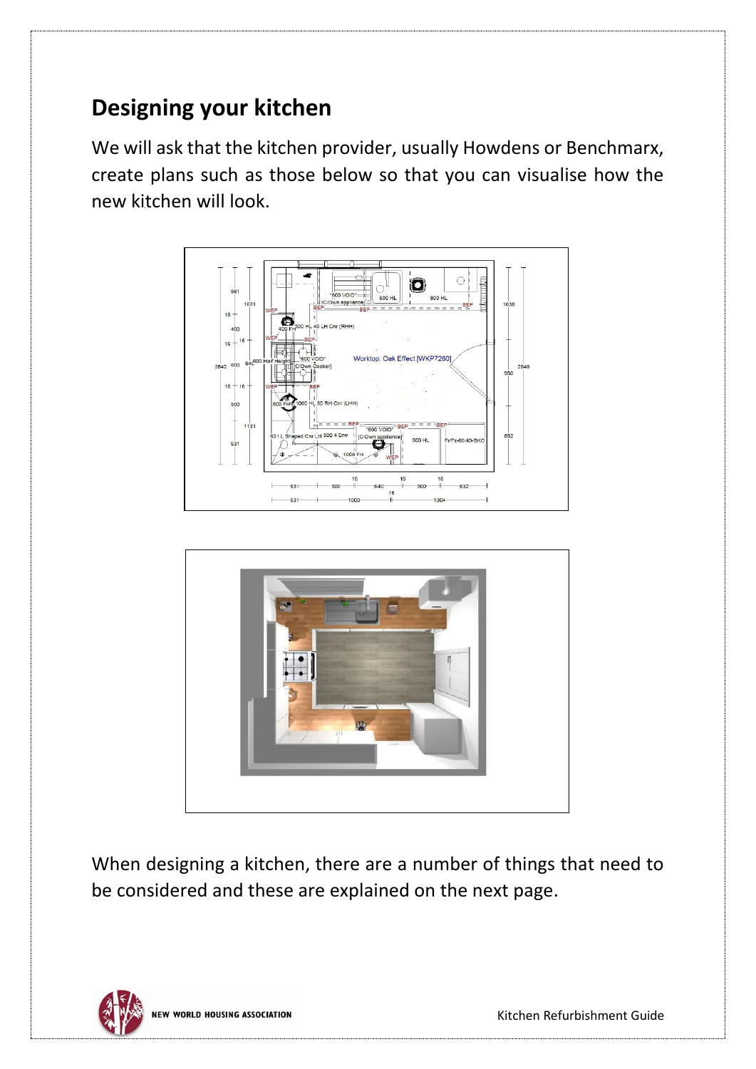## Designing your kitchen

We will ask that the kitchen provider, usually Howdens or Benchmarx, create plans such as those below so that you can visualise how the new kitchen will look.

When designing a kitchen, there are a number of things that need to be considered and these are explained on the next page.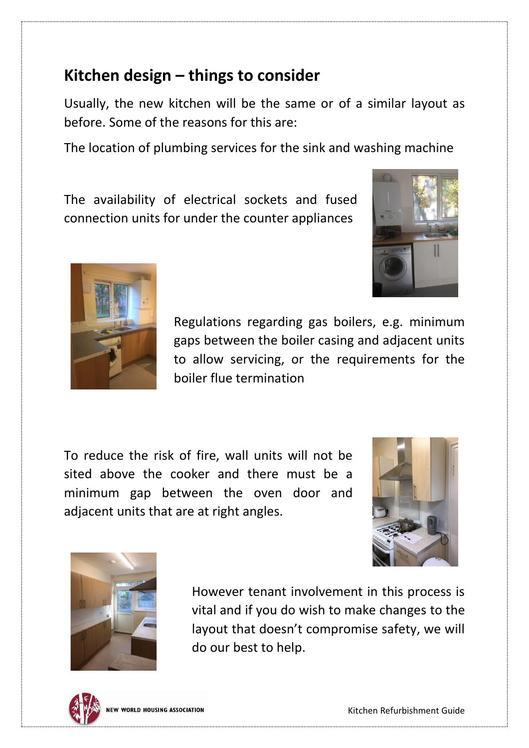## Kitchen design – things to consider

Usually, the new kitchen will be the same or of a similar layout as before. Some of the reasons for this are:

The location of plumbing services for the sink and washing machine

The availability of electrical sockets and fused connection units for under the counter appliances

Regulations regarding gas boilers, e.g. minimum gaps between the boiler casing and adjacent units to allow servicing, or the requirements for the boiler flue termination

To reduce the risk of fire, wall units will not be sited above the cooker and there must be a minimum gap between the oven door and adjacent units that are at right angles.

However tenant involvement in this process is vital and if you do wish to make changes to the layout that doesn't compromise safety, we will do our best to help.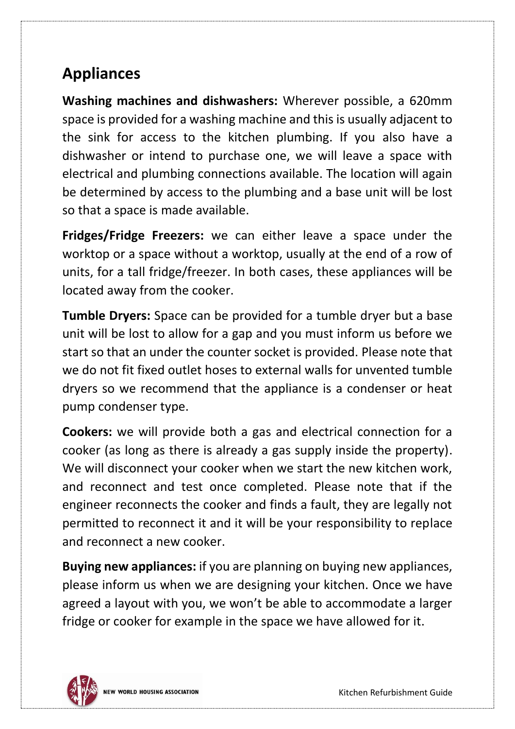## Appliances

**Washing machines and dishwashers:** Wherever possible, a 620mm space is provided for a washing machine and this is usually adjacent to the sink for access to the kitchen plumbing. If you also have a dishwasher or intend to purchase one, we will leave a space with electrical and plumbing connections available. The location will again be determined by access to the plumbing and a base unit will be lost so that a space is made available.

**Fridges/Fridge Freezers:** we can either leave a space under the worktop or a space without a worktop, usually at the end of a row of units, for a tall fridge/freezer. In both cases, these appliances will be located away from the cooker.

**Tumble Dryers:** Space can be provided for a tumble dryer but a base unit will be lost to allow for a gap and you must inform us before we start so that an under the counter socket is provided. Please note that we do not fit fixed outlet hoses to external walls for unvented tumble dryers so we recommend that the appliance is a condenser or heat pump condenser type.

**Cookers:** we will provide both a gas and electrical connection for a cooker (as long as there is already a gas supply inside the property). We will disconnect your cooker when we start the new kitchen work, and reconnect and test once completed. Please note that if the engineer reconnects the cooker and finds a fault, they are legally not permitted to reconnect it and it will be your responsibility to replace and reconnect a new cooker.

**Buying new appliances:** if you are planning on buying new appliances, please inform us when we are designing your kitchen. Once we have agreed a layout with you, we won't be able to accommodate a larger fridge or cooker for example in the space we have allowed for it.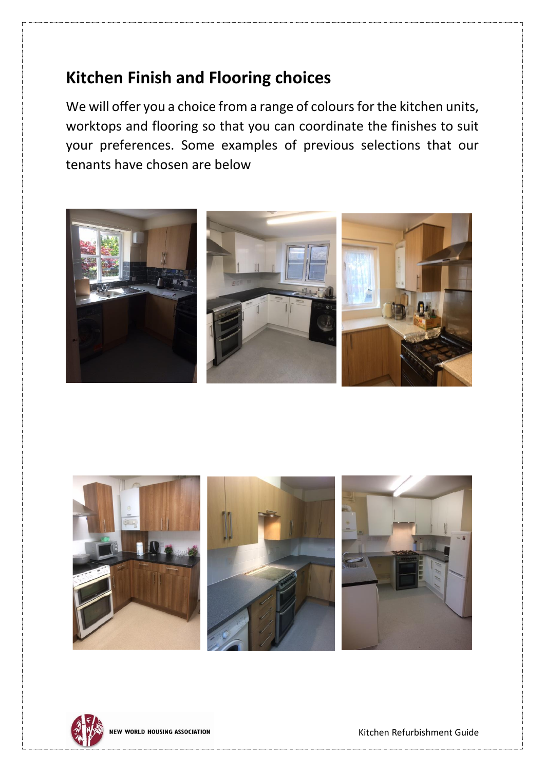## Kitchen Finish and Flooring choices

We will offer you a choice from a range of colours for the kitchen units, worktops and flooring so that you can coordinate the finishes to suit your preferences. Some examples of previous selections that our tenants have chosen are below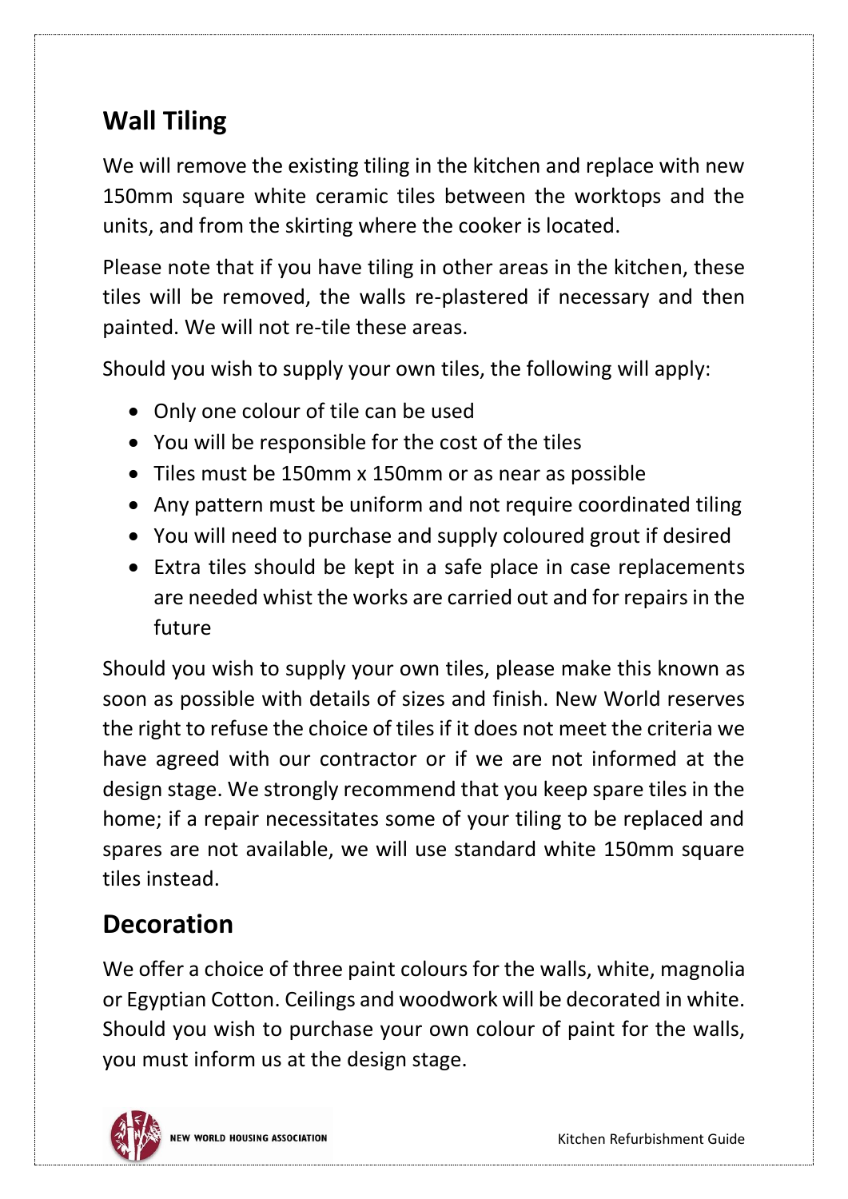## Wall Tiling

We will remove the existing tiling in the kitchen and replace with new 150mm square white ceramic tiles between the worktops and the units, and from the skirting where the cooker is located.

Please note that if you have tiling in other areas in the kitchen, these tiles will be removed, the walls re-plastered if necessary and then painted. We will not re-tile these areas.

Should you wish to supply your own tiles, the following will apply:

- Only one colour of tile can be used
- You will be responsible for the cost of the tiles
- Tiles must be 150mm x 150mm or as near as possible
- Any pattern must be uniform and not require coordinated tiling
- You will need to purchase and supply coloured grout if desired
- Extra tiles should be kept in a safe place in case replacements are needed whist the works are carried out and for repairs in the future

Should you wish to supply your own tiles, please make this known as soon as possible with details of sizes and finish. New World reserves the right to refuse the choice of tiles if it does not meet the criteria we have agreed with our contractor or if we are not informed at the design stage. We strongly recommend that you keep spare tiles in the home; if a repair necessitates some of your tiling to be replaced and spares are not available, we will use standard white 150mm square tiles instead.

## Decoration

We offer a choice of three paint colours for the walls, white, magnolia or Egyptian Cotton. Ceilings and woodwork will be decorated in white. Should you wish to purchase your own colour of paint for the walls, you must inform us at the design stage.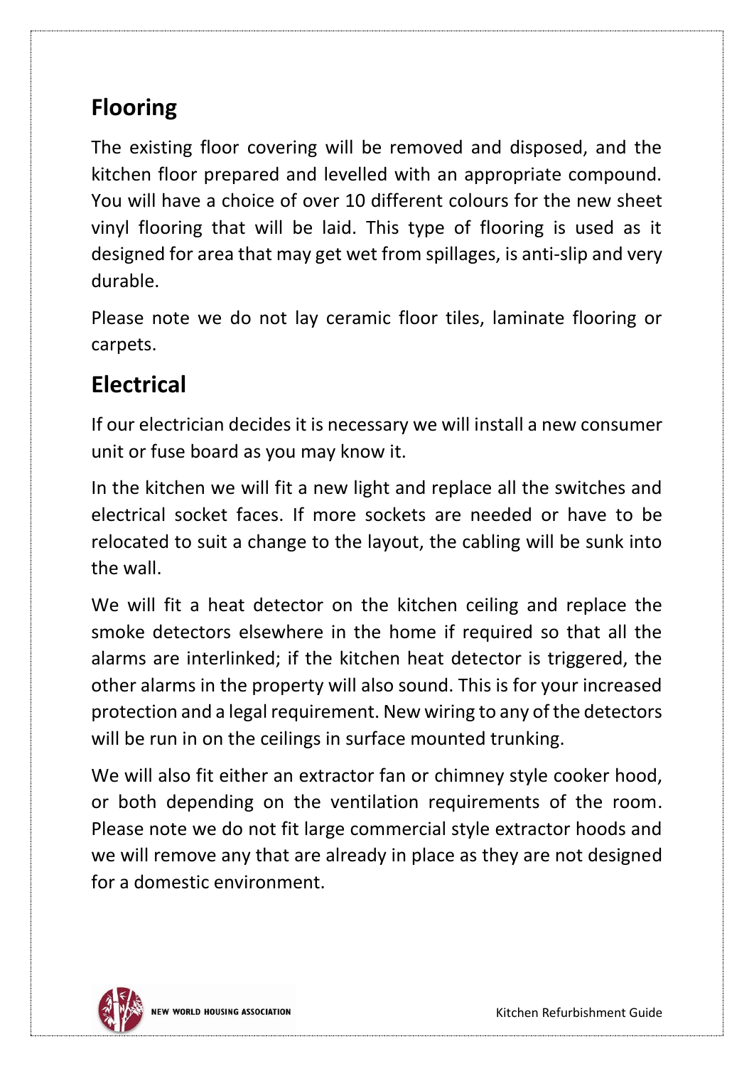## Flooring

The existing floor covering will be removed and disposed, and the kitchen floor prepared and levelled with an appropriate compound. You will have a choice of over 10 different colours for the new sheet vinyl flooring that will be laid. This type of flooring is used as it designed for area that may get wet from spillages, is anti-slip and very durable.

Please note we do not lay ceramic floor tiles, laminate flooring or carpets.

## Electrical

If our electrician decides it is necessary we will install a new consumer unit or fuse board as you may know it.

In the kitchen we will fit a new light and replace all the switches and electrical socket faces. If more sockets are needed or have to be relocated to suit a change to the layout, the cabling will be sunk into the wall.

We will fit a heat detector on the kitchen ceiling and replace the smoke detectors elsewhere in the home if required so that all the alarms are interlinked; if the kitchen heat detector is triggered, the other alarms in the property will also sound. This is for your increased protection and a legal requirement. New wiring to any of the detectors will be run in on the ceilings in surface mounted trunking.

We will also fit either an extractor fan or chimney style cooker hood, or both depending on the ventilation requirements of the room. Please note we do not fit large commercial style extractor hoods and we will remove any that are already in place as they are not designed for a domestic environment.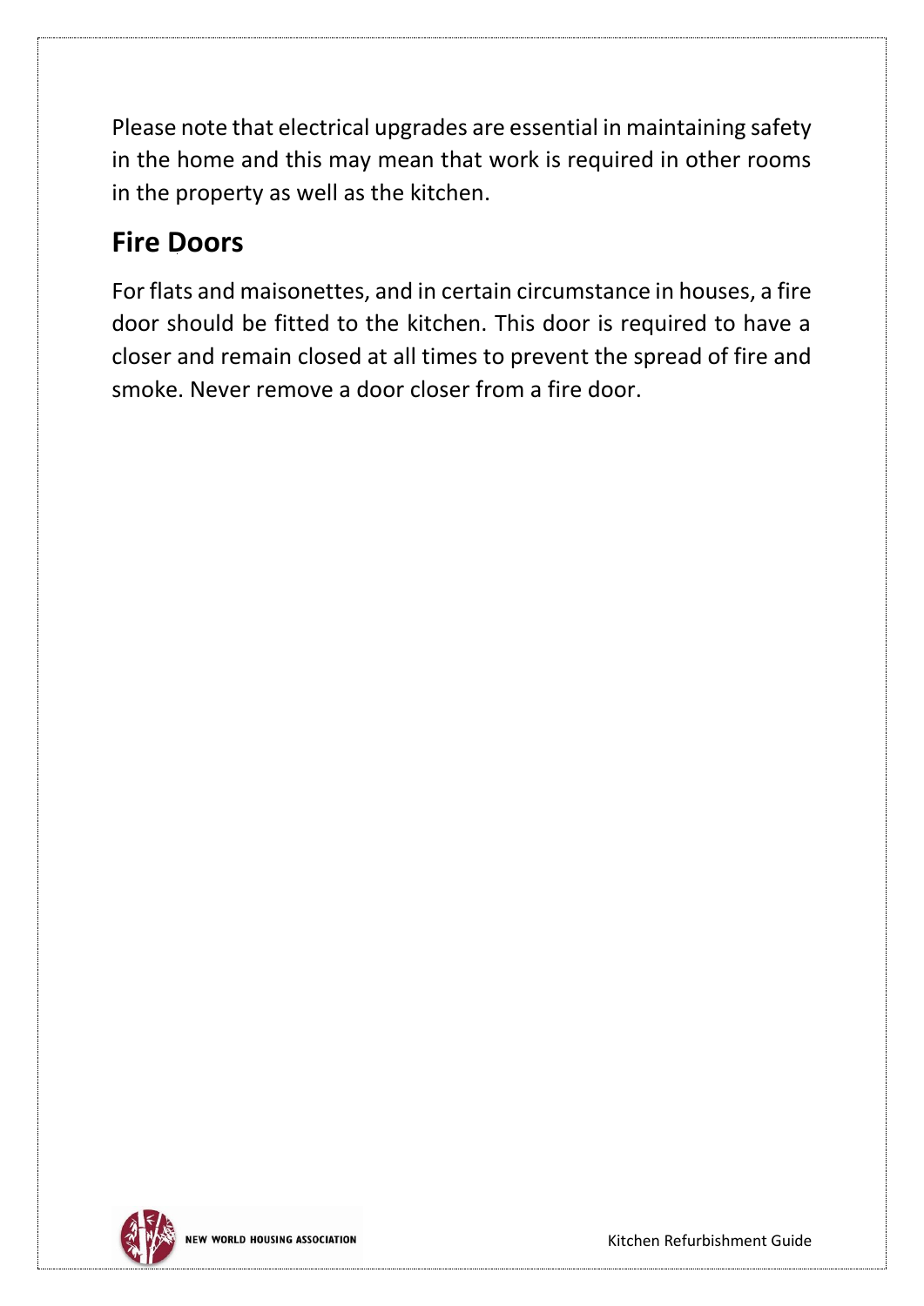Please note that electrical upgrades are essential in maintaining safety in the home and this may mean that work is required in other rooms in the property as well as the kitchen.

## Fire Doors

For flats and maisonettes, and in certain circumstance in houses, a fire door should be fitted to the kitchen. This door is required to have a closer and remain closed at all times to prevent the spread of fire and smoke. Never remove a door closer from a fire door.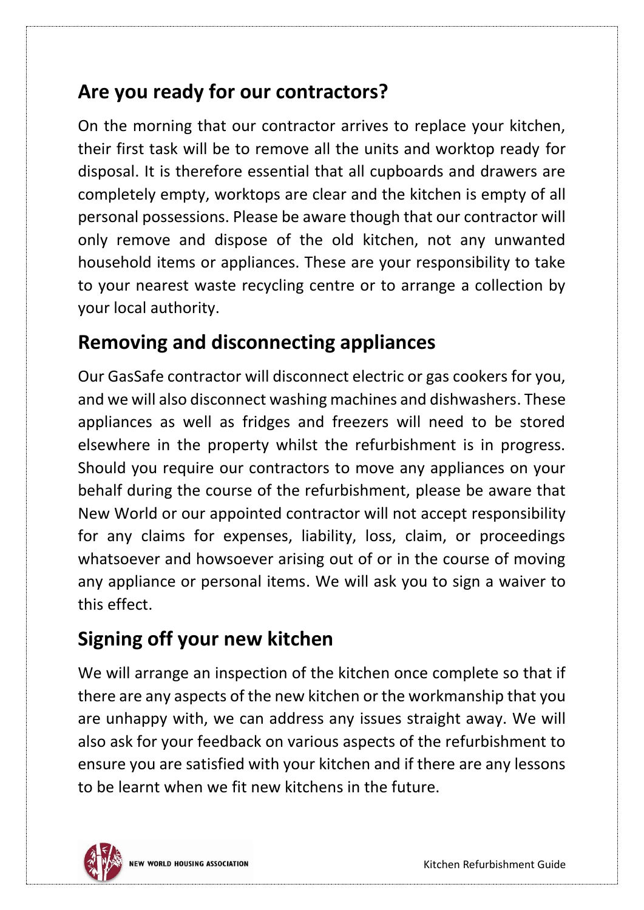## Are you ready for our contractors?

On the morning that our contractor arrives to replace your kitchen, their first task will be to remove all the units and worktop ready for disposal. It is therefore essential that all cupboards and drawers are completely empty, worktops are clear and the kitchen is empty of all personal possessions. Please be aware though that our contractor will only remove and dispose of the old kitchen, not any unwanted household items or appliances. These are your responsibility to take to your nearest waste recycling centre or to arrange a collection by your local authority.

## Removing and disconnecting appliances

Our GasSafe contractor will disconnect electric or gas cookers for you, and we will also disconnect washing machines and dishwashers. These appliances as well as fridges and freezers will need to be stored elsewhere in the property whilst the refurbishment is in progress. Should you require our contractors to move any appliances on your behalf during the course of the refurbishment, please be aware that New World or our appointed contractor will not accept responsibility for any claims for expenses, liability, loss, claim, or proceedings whatsoever and howsoever arising out of or in the course of moving any appliance or personal items. We will ask you to sign a waiver to this effect.

## Signing off your new kitchen

We will arrange an inspection of the kitchen once complete so that if there are any aspects of the new kitchen or the workmanship that you are unhappy with, we can address any issues straight away. We will also ask for your feedback on various aspects of the refurbishment to ensure you are satisfied with your kitchen and if there are any lessons to be learnt when we fit new kitchens in the future.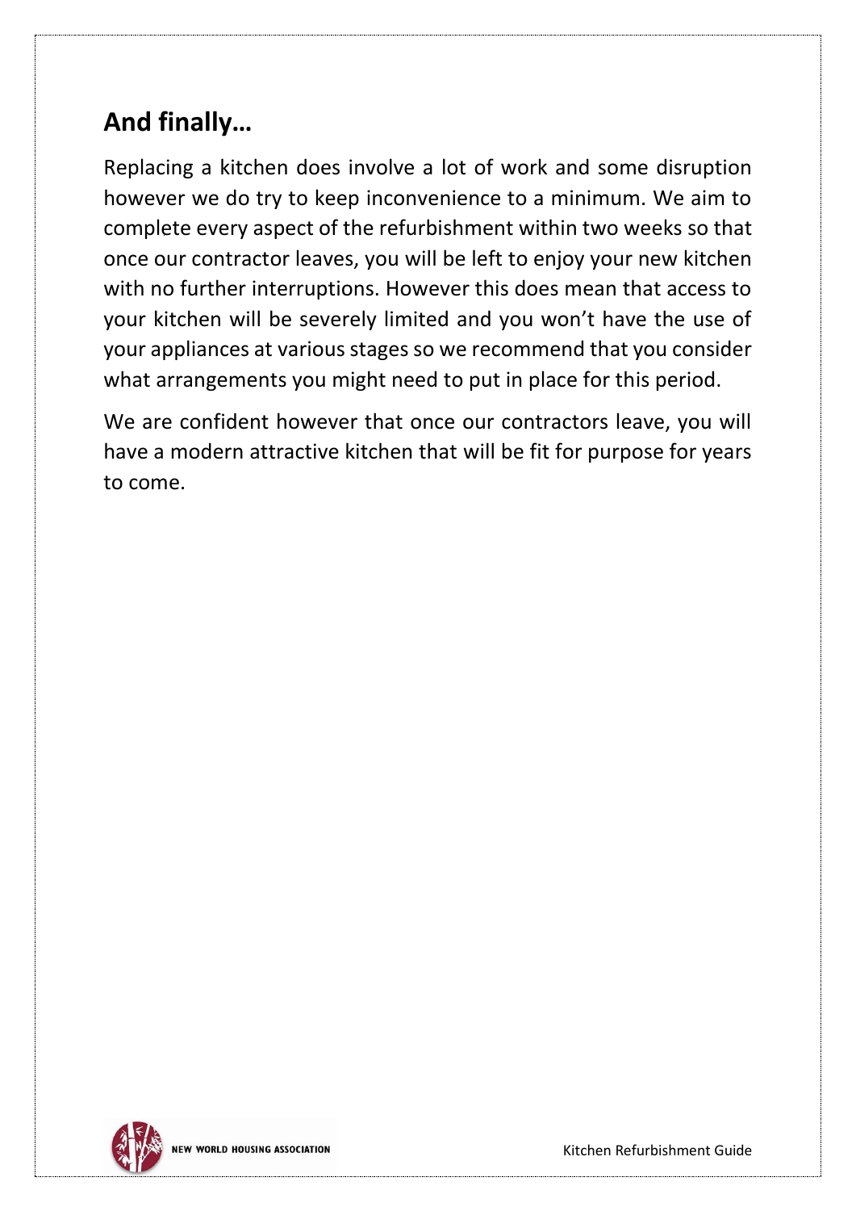## And finally…

Replacing a kitchen does involve a lot of work and some disruption however we do try to keep inconvenience to a minimum. We aim to complete every aspect of the refurbishment within two weeks so that once our contractor leaves, you will be left to enjoy your new kitchen with no further interruptions. However this does mean that access to your kitchen will be severely limited and you won't have the use of your appliances at various stages so we recommend that you consider what arrangements you might need to put in place for this period.

We are confident however that once our contractors leave, you will have a modern attractive kitchen that will be fit for purpose for years to come.